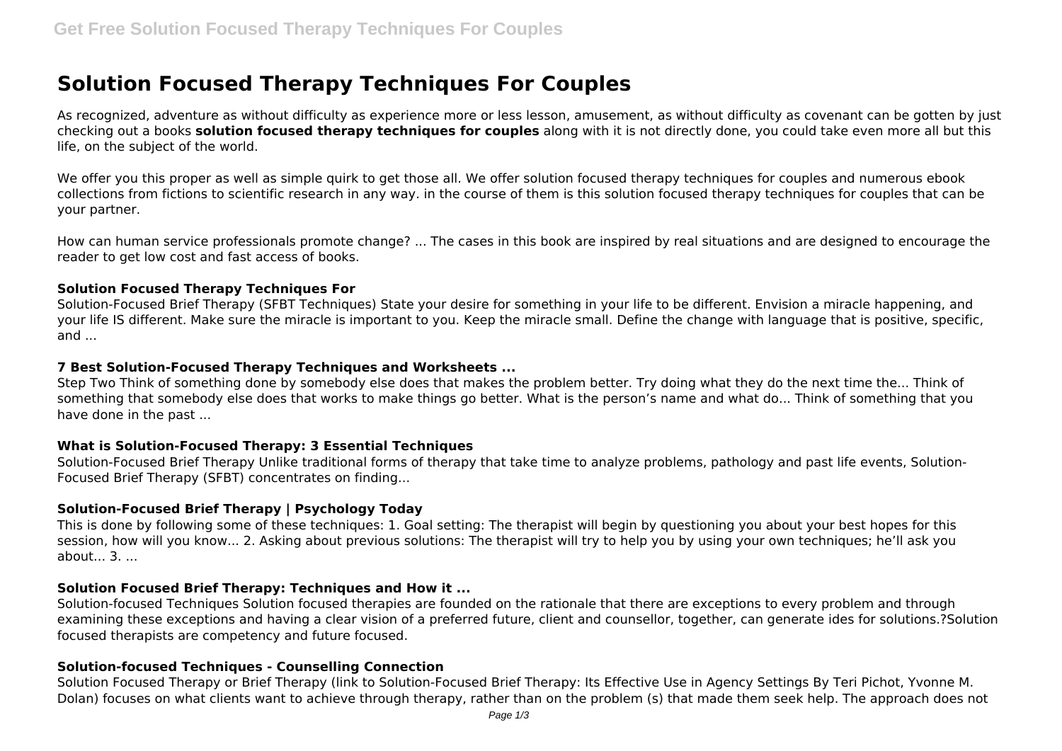# Solution Focused Therapy Techniques For Couples

As recognized, adventure as without difficulty as experience more or less lesson, amusement, as without difficulty as covenant can be gotten by just checking out a books **solution focused therapy techniques for couples** along with it is not directly done, you could take even more all but this life, on the subject of the world.

We offer you this proper as well as simple quirk to get those all. We offer solution focused therapy techniques for couples and numerous ebook collections from fictions to scientific research in any way. in the course of them is this solution focused therapy techniques for couples that can be your partner.

How can human service professionals promote change? ... The cases in this book are inspired by real situations and are designed to encourage the reader to get low cost and fast access of books.

### Solution Focused Therapy Techniques For

Solution-Focused Brief Therapy (SFBT Techniques) State your desire for something in your life to be different. Envision a miracle happening, and your life IS different. Make sure the miracle is important to you. Keep the miracle small. Define the change with language that is positive, specific, and ...

### 7 Best Solution-Focused Therapy Techniques and Worksheets ...

Step Two Think of something done by somebody else does that makes the problem better. Try doing what they do the next time the... Think of something that somebody else does that works to make things go better. What is the person's name and what do... Think of something that you have done in the past ...

### What is Solution-Focused Therapy: 3 Essential Techniques

Solution-Focused Brief Therapy Unlike traditional forms of therapy that take time to analyze problems, pathology and past life events, Solution-Focused Brief Therapy (SFBT) concentrates on finding...

### Solution-Focused Brief Therapy | Psychology Today

This is done by following some of these techniques: 1. Goal setting: The therapist will begin by questioning you about your best hopes for this session, how will you know... 2. Asking about previous solutions: The therapist will try to help you by using your own techniques; he'll ask you about... 3. ...

### Solution Focused Brief Therapy: Techniques and How it ...

Solution-focused Techniques Solution focused therapies are founded on the rationale that there are exceptions to every problem and through examining these exceptions and having a clear vision of a preferred future, client and counsellor, together, can generate ides for solutions.?Solution focused therapists are competency and future focused.

### Solution-focused Techniques - Counselling Connection

Solution Focused Therapy or Brief Therapy (link to Solution-Focused Brief Therapy: Its Effective Use in Agency Settings By Teri Pichot, Yvonne M. Dolan) focuses on what clients want to achieve through therapy, rather than on the problem (s) that made them seek help. The approach does not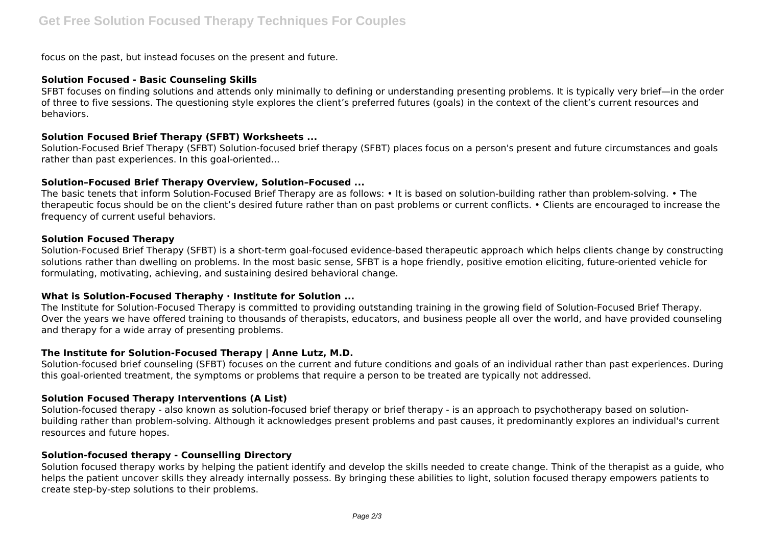focus on the past, but instead focuses on the present and future.

### Solution Focused - Basic Counseling Skills

SFBT focuses on finding solutions and attends only minimally to defining or understanding presenting problems. It is typically very brief—in the order of three to five sessions. The questioning style explores the client's preferred futures (goals) in the context of the client's current resources and behaviors.

### Solution Focused Brief Therapy (SFBT) Worksheets ...

Solution-Focused Brief Therapy (SFBT) Solution-focused brief therapy (SFBT) places focus on a person's present and future circumstances and goals rather than past experiences. In this goal-oriented...

### Solution–Focused Brief Therapy Overview, Solution–Focused ...

The basic tenets that inform Solution-Focused Brief Therapy are as follows: • It is based on solution-building rather than problem-solving. • The therapeutic focus should be on the client's desired future rather than on past problems or current conflicts. • Clients are encouraged to increase the frequency of current useful behaviors.

### Solution Focused Therapy

Solution-Focused Brief Therapy (SFBT) is a short-term goal-focused evidence-based therapeutic approach which helps clients change by constructing solutions rather than dwelling on problems. In the most basic sense, SFBT is a hope friendly, positive emotion eliciting, future-oriented vehicle for formulating, motivating, achieving, and sustaining desired behavioral change.

### What is Solution-Focused Theraphy · Institute for Solution ...

The Institute for Solution-Focused Therapy is committed to providing outstanding training in the growing field of Solution-Focused Brief Therapy. Over the years we have offered training to thousands of therapists, educators, and business people all over the world, and have provided counseling and therapy for a wide array of presenting problems.

### The Institute for Solution-Focused Therapy | Anne Lutz, M.D.

Solution-focused brief counseling (SFBT) focuses on the current and future conditions and goals of an individual rather than past experiences. During this goal-oriented treatment, the symptoms or problems that require a person to be treated are typically not addressed.

### Solution Focused Therapy Interventions (A List)

Solution-focused therapy - also known as solution-focused brief therapy or brief therapy - is an approach to psychotherapy based on solution-building rather than problem-solving. Although it acknowledges present problems and past causes, it predominantly explores an individual's current resources and future hopes.

### Solution-focused therapy - Counselling Directory

Solution focused therapy works by helping the patient identify and develop the skills needed to create change. Think of the therapist as a guide, who helps the patient uncover skills they already internally possess. By bringing these abilities to light, solution focused therapy empowers patients to create step-by-step solutions to their problems.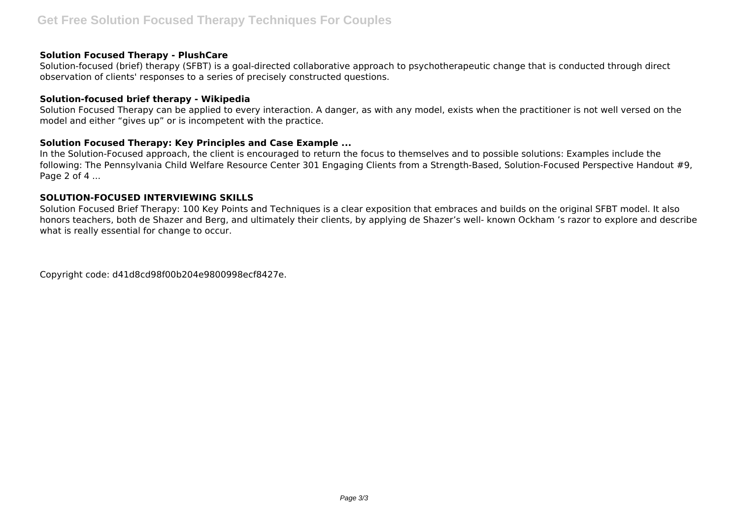**Solution Focused Therapy - PlushCare**

Solution-focused (brief) therapy (SFBT) is a goal-directed collaborative approach to psychotherapeutic change that is conducted through direct observation of clients' responses to a series of precisely constructed questions.

**Solution-focused brief therapy - Wikipedia**

Solution Focused Therapy can be applied to every interaction. A danger, as with any model, exists when the practitioner is not well versed on the model and either “gives up” or is incompetent with the practice.

**Solution Focused Therapy: Key Principles and Case Example ...**

In the Solution-Focused approach, the client is encouraged to return the focus to themselves and to possible solutions: Examples include the following: The Pennsylvania Child Welfare Resource Center 301 Engaging Clients from a Strength-Based, Solution-Focused Perspective Handout #9, Page 2 of 4 ...

**SOLUTION-FOCUSED INTERVIEWING SKILLS**

Solution Focused Brief Therapy: 100 Key Points and Techniques is a clear exposition that embraces and builds on the original SFBT model. It also honors teachers, both de Shazer and Berg, and ultimately their clients, by applying de Shazer’s well- known Ockham ’s razor to explore and describe what is really essential for change to occur.

Copyright code: d41d8cd98f00b204e9800998ecf8427e.